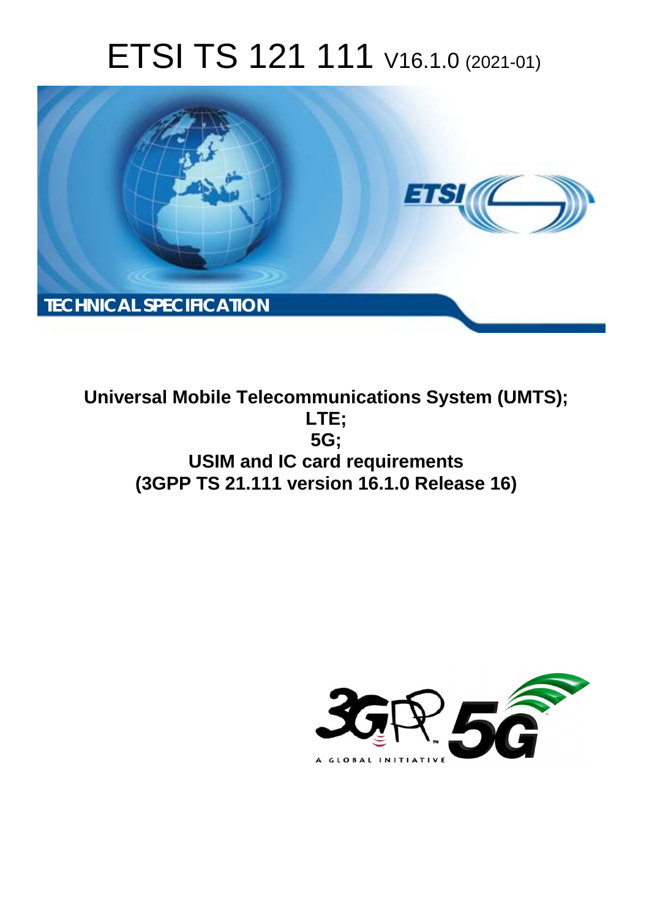# ETSI TS 121 111 V16.1.0 (2021-01)

**TECHNICAL SPECIFICATION**

**Universal Mobile Telecommunications System (UMTS);**
**LTE;**
**5G;**
**USIM and IC card requirements**
**(3GPP TS 21.111 version 16.1.0 Release 16)**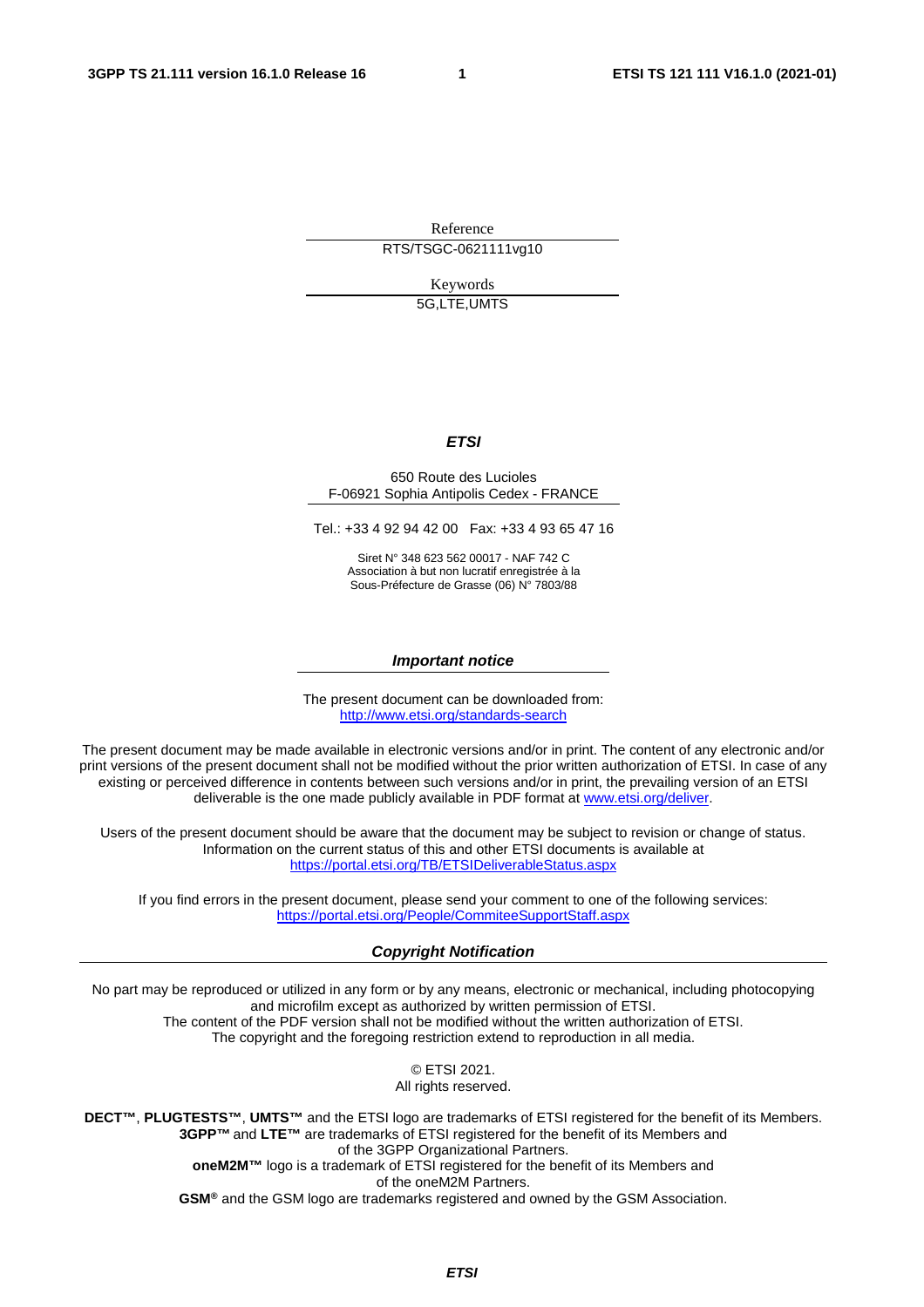Reference

RTS/TSGC-0621111vg10

Keywords

5G,LTE,UMTS

***ETSI***

650 Route des Lucioles
F-06921 Sophia Antipolis Cedex - FRANCE

Tel.: +33 4 92 94 42 00   Fax: +33 4 93 65 47 16

Siret N° 348 623 562 00017 - NAF 742 C
Association à but non lucratif enregistrée à la
Sous-Préfecture de Grasse (06) N° 7803/88

***Important notice***

The present document can be downloaded from:
http://www.etsi.org/standards-search

The present document may be made available in electronic versions and/or in print. The content of any electronic and/or print versions of the present document shall not be modified without the prior written authorization of ETSI. In case of any existing or perceived difference in contents between such versions and/or in print, the prevailing version of an ETSI deliverable is the one made publicly available in PDF format at www.etsi.org/deliver.

Users of the present document should be aware that the document may be subject to revision or change of status. Information on the current status of this and other ETSI documents is available at https://portal.etsi.org/TB/ETSIDeliverableStatus.aspx

If you find errors in the present document, please send your comment to one of the following services:
https://portal.etsi.org/People/CommiteeSupportStaff.aspx

***Copyright Notification***

No part may be reproduced or utilized in any form or by any means, electronic or mechanical, including photocopying and microfilm except as authorized by written permission of ETSI.
The content of the PDF version shall not be modified without the written authorization of ETSI.
The copyright and the foregoing restriction extend to reproduction in all media.

© ETSI 2021.
All rights reserved.

**DECT™**, **PLUGTESTS™**, **UMTS™** and the ETSI logo are trademarks of ETSI registered for the benefit of its Members.
**3GPP™** and **LTE™** are trademarks of ETSI registered for the benefit of its Members and of the 3GPP Organizational Partners.
**oneM2M™** logo is a trademark of ETSI registered for the benefit of its Members and of the oneM2M Partners.
**GSM®** and the GSM logo are trademarks registered and owned by the GSM Association.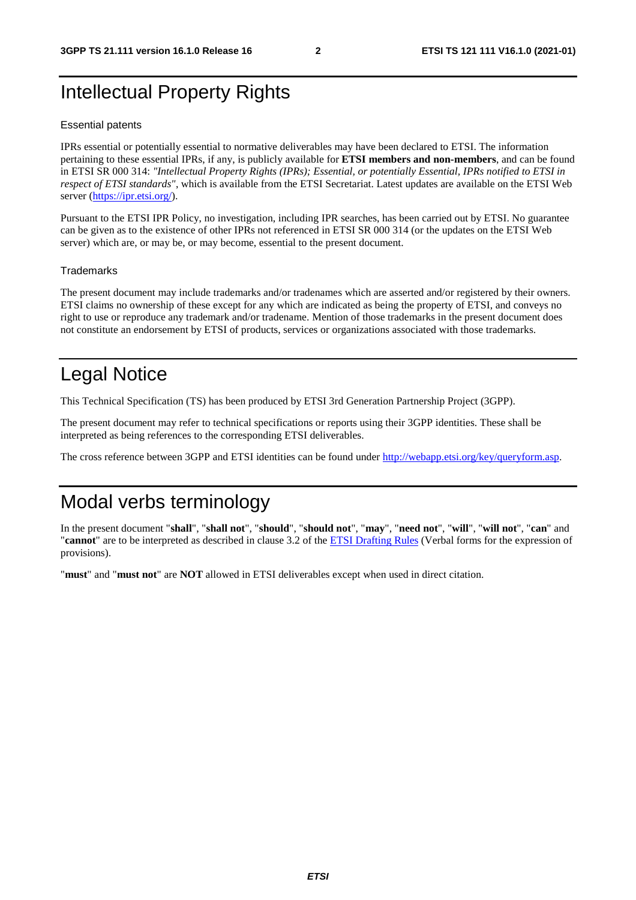# Intellectual Property Rights

### Essential patents

IPRs essential or potentially essential to normative deliverables may have been declared to ETSI. The information pertaining to these essential IPRs, if any, is publicly available for **ETSI members and non-members**, and can be found in ETSI SR 000 314: *"Intellectual Property Rights (IPRs); Essential, or potentially Essential, IPRs notified to ETSI in respect of ETSI standards"*, which is available from the ETSI Secretariat. Latest updates are available on the ETSI Web server (https://ipr.etsi.org/).

Pursuant to the ETSI IPR Policy, no investigation, including IPR searches, has been carried out by ETSI. No guarantee can be given as to the existence of other IPRs not referenced in ETSI SR 000 314 (or the updates on the ETSI Web server) which are, or may be, or may become, essential to the present document.

### Trademarks

The present document may include trademarks and/or tradenames which are asserted and/or registered by their owners. ETSI claims no ownership of these except for any which are indicated as being the property of ETSI, and conveys no right to use or reproduce any trademark and/or tradename. Mention of those trademarks in the present document does not constitute an endorsement by ETSI of products, services or organizations associated with those trademarks.

# Legal Notice

This Technical Specification (TS) has been produced by ETSI 3rd Generation Partnership Project (3GPP).

The present document may refer to technical specifications or reports using their 3GPP identities. These shall be interpreted as being references to the corresponding ETSI deliverables.

The cross reference between 3GPP and ETSI identities can be found under http://webapp.etsi.org/key/queryform.asp.

# Modal verbs terminology

In the present document "**shall**", "**shall not**", "**should**", "**should not**", "**may**", "**need not**", "**will**", "**will not**", "**can**" and "**cannot**" are to be interpreted as described in clause 3.2 of the ETSI Drafting Rules (Verbal forms for the expression of provisions).

"**must**" and "**must not**" are **NOT** allowed in ETSI deliverables except when used in direct citation.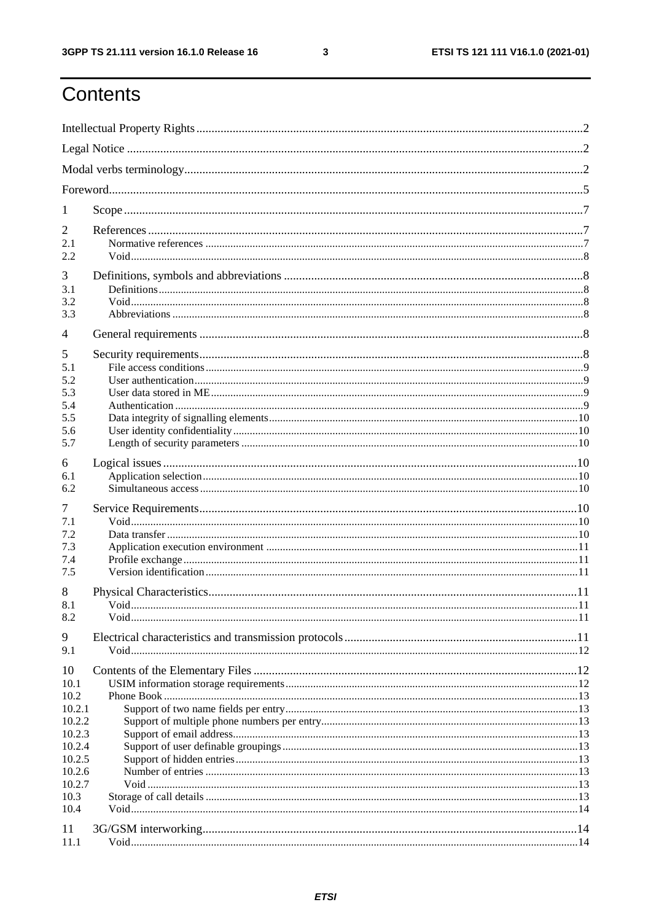# Contents

Intellectual Property Rights....2
Legal Notice....2
Modal verbs terminology....2
Foreword....5

1 Scope....7

2 References....7
2.1 Normative references....7
2.2 Void....8

3 Definitions, symbols and abbreviations....8
3.1 Definitions....8
3.2 Void....8
3.3 Abbreviations....8

4 General requirements....8

5 Security requirements....8
5.1 File access conditions....9
5.2 User authentication....9
5.3 User data stored in ME....9
5.4 Authentication....9
5.5 Data integrity of signalling elements....10
5.6 User identity confidentiality....10
5.7 Length of security parameters....10

6 Logical issues....10
6.1 Application selection....10
6.2 Simultaneous access....10

7 Service Requirements....10
7.1 Void....10
7.2 Data transfer....10
7.3 Application execution environment....11
7.4 Profile exchange....11
7.5 Version identification....11

8 Physical Characteristics....11
8.1 Void....11
8.2 Void....11

9 Electrical characteristics and transmission protocols....11
9.1 Void....12

10 Contents of the Elementary Files....12
10.1 USIM information storage requirements....12
10.2 Phone Book....13
10.2.1 Support of two name fields per entry....13
10.2.2 Support of multiple phone numbers per entry....13
10.2.3 Support of email address....13
10.2.4 Support of user definable groupings....13
10.2.5 Support of hidden entries....13
10.2.6 Number of entries....13
10.2.7 Void....13
10.3 Storage of call details....13
10.4 Void....14

11 3G/GSM interworking....14
11.1 Void....14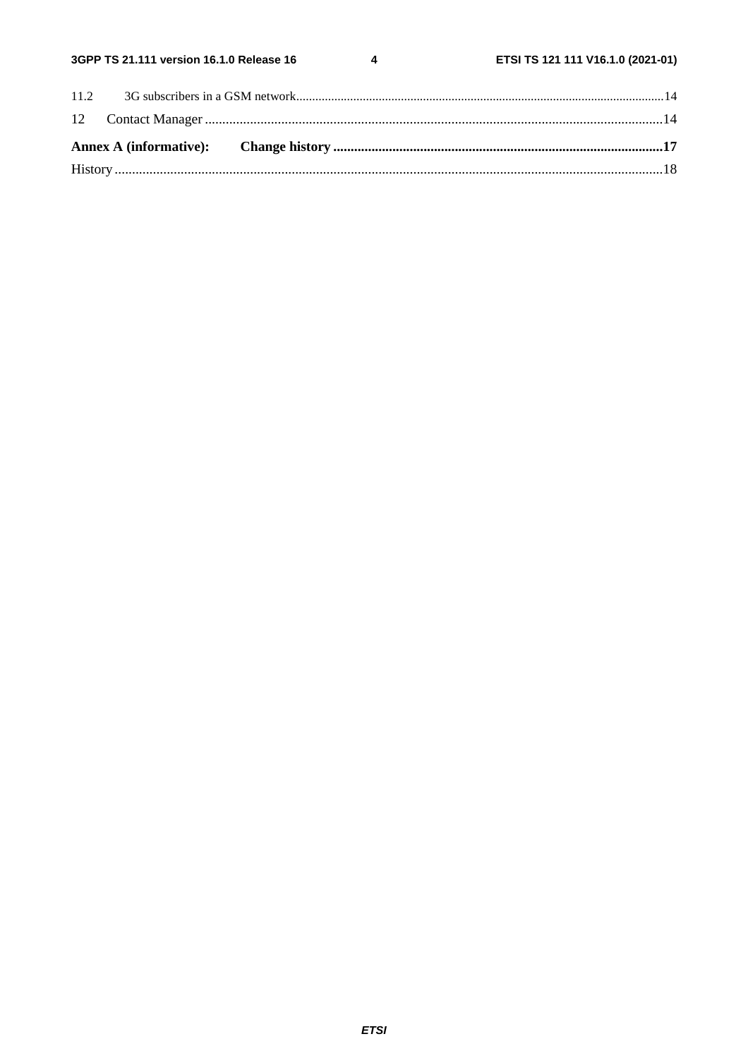11.2 3G subscribers in a GSM network ........................................................................................................................14

12 Contact Manager ..................................................................................................................................14

**Annex A (informative): Change history ..............................................................................................17**

History ............................................................................................................................................................18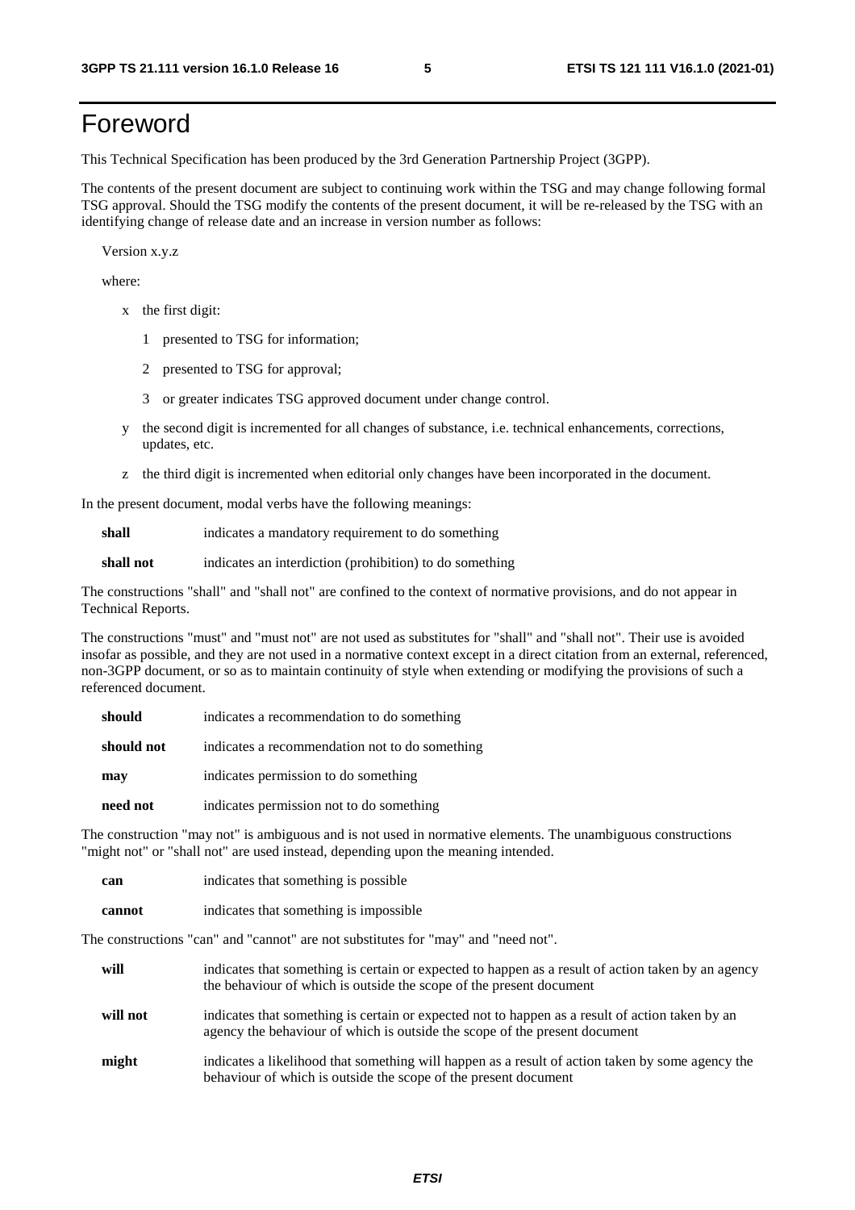# Foreword

This Technical Specification has been produced by the 3rd Generation Partnership Project (3GPP).

The contents of the present document are subject to continuing work within the TSG and may change following formal TSG approval. Should the TSG modify the contents of the present document, it will be re-released by the TSG with an identifying change of release date and an increase in version number as follows:

Version x.y.z

where:

- x the first digit:
  - 1 presented to TSG for information;
  - 2 presented to TSG for approval;
  - 3 or greater indicates TSG approved document under change control.
- y the second digit is incremented for all changes of substance, i.e. technical enhancements, corrections, updates, etc.
- z the third digit is incremented when editorial only changes have been incorporated in the document.

In the present document, modal verbs have the following meanings:

**shall** indicates a mandatory requirement to do something

**shall not** indicates an interdiction (prohibition) to do something

The constructions "shall" and "shall not" are confined to the context of normative provisions, and do not appear in Technical Reports.

The constructions "must" and "must not" are not used as substitutes for "shall" and "shall not". Their use is avoided insofar as possible, and they are not used in a normative context except in a direct citation from an external, referenced, non-3GPP document, or so as to maintain continuity of style when extending or modifying the provisions of such a referenced document.

**should** indicates a recommendation to do something

**should not** indicates a recommendation not to do something

**may** indicates permission to do something

**need not** indicates permission not to do something

The construction "may not" is ambiguous and is not used in normative elements. The unambiguous constructions "might not" or "shall not" are used instead, depending upon the meaning intended.

**can** indicates that something is possible

**cannot** indicates that something is impossible

The constructions "can" and "cannot" are not substitutes for "may" and "need not".

**will** indicates that something is certain or expected to happen as a result of action taken by an agency the behaviour of which is outside the scope of the present document

**will not** indicates that something is certain or expected not to happen as a result of action taken by an agency the behaviour of which is outside the scope of the present document

**might** indicates a likelihood that something will happen as a result of action taken by some agency the behaviour of which is outside the scope of the present document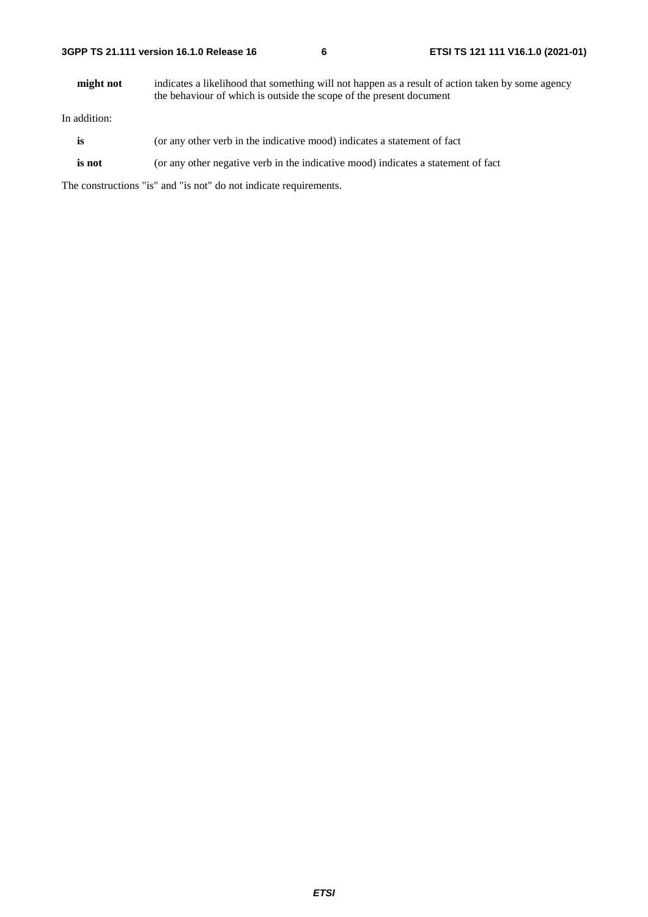**might not** indicates a likelihood that something will not happen as a result of action taken by some agency the behaviour of which is outside the scope of the present document

In addition:

**is** (or any other verb in the indicative mood) indicates a statement of fact

**is not** (or any other negative verb in the indicative mood) indicates a statement of fact

The constructions "is" and "is not" do not indicate requirements.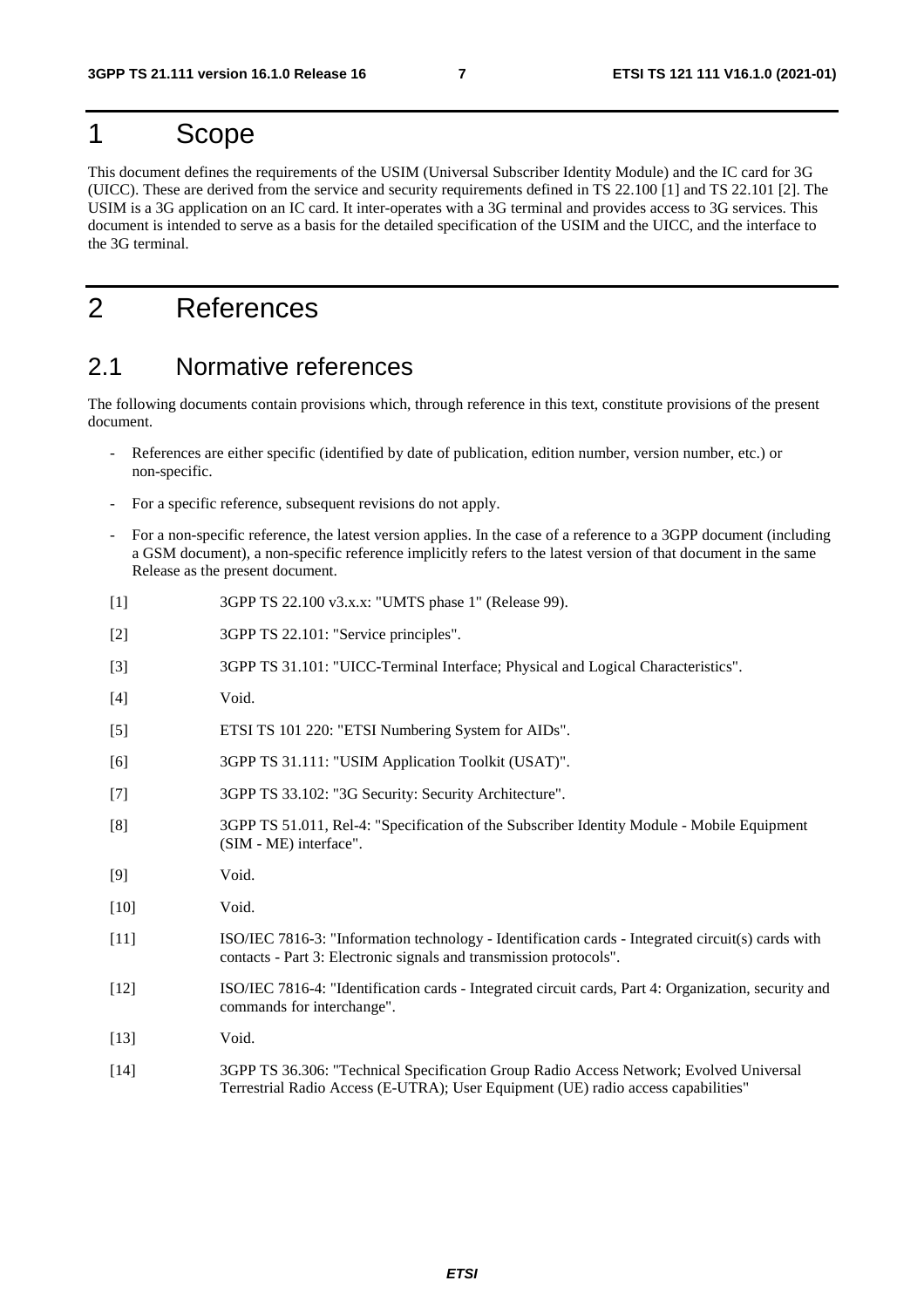# 1 Scope

This document defines the requirements of the USIM (Universal Subscriber Identity Module) and the IC card for 3G (UICC). These are derived from the service and security requirements defined in TS 22.100 [1] and TS 22.101 [2]. The USIM is a 3G application on an IC card. It inter-operates with a 3G terminal and provides access to 3G services. This document is intended to serve as a basis for the detailed specification of the USIM and the UICC, and the interface to the 3G terminal.

# 2 References

## 2.1 Normative references

The following documents contain provisions which, through reference in this text, constitute provisions of the present document.

- References are either specific (identified by date of publication, edition number, version number, etc.) or non-specific.
- For a specific reference, subsequent revisions do not apply.
- For a non-specific reference, the latest version applies. In the case of a reference to a 3GPP document (including a GSM document), a non-specific reference implicitly refers to the latest version of that document in the same Release as the present document.

[1] 3GPP TS 22.100 v3.x.x: "UMTS phase 1" (Release 99).

[2] 3GPP TS 22.101: "Service principles".

[3] 3GPP TS 31.101: "UICC-Terminal Interface; Physical and Logical Characteristics".

[4] Void.

[5] ETSI TS 101 220: "ETSI Numbering System for AIDs".

[6] 3GPP TS 31.111: "USIM Application Toolkit (USAT)".

[7] 3GPP TS 33.102: "3G Security: Security Architecture".

[8] 3GPP TS 51.011, Rel-4: "Specification of the Subscriber Identity Module - Mobile Equipment (SIM - ME) interface".

[9] Void.

[10] Void.

[11] ISO/IEC 7816-3: "Information technology - Identification cards - Integrated circuit(s) cards with contacts - Part 3: Electronic signals and transmission protocols".

[12] ISO/IEC 7816-4: "Identification cards - Integrated circuit cards, Part 4: Organization, security and commands for interchange".

[13] Void.

[14] 3GPP TS 36.306: "Technical Specification Group Radio Access Network; Evolved Universal Terrestrial Radio Access (E-UTRA); User Equipment (UE) radio access capabilities"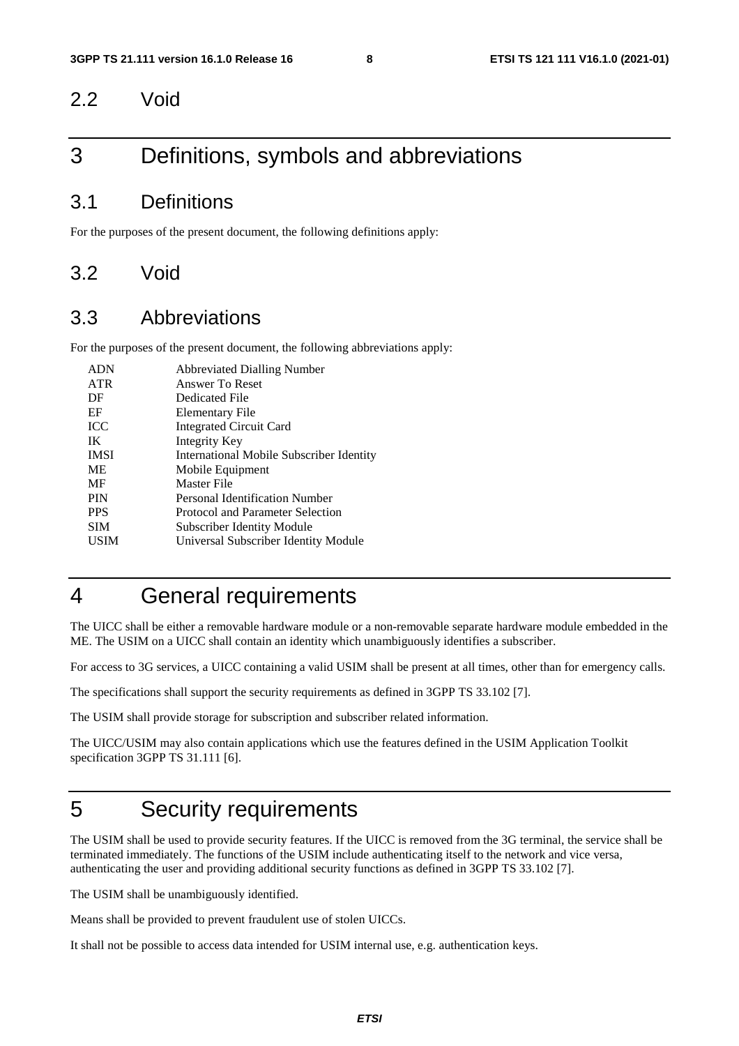## 2.2 Void

# 3 Definitions, symbols and abbreviations

## 3.1 Definitions

For the purposes of the present document, the following definitions apply:

## 3.2 Void

## 3.3 Abbreviations

For the purposes of the present document, the following abbreviations apply:

| | |
|---|---|
| ADN | Abbreviated Dialling Number |
| ATR | Answer To Reset |
| DF | Dedicated File |
| EF | Elementary File |
| ICC | Integrated Circuit Card |
| IK | Integrity Key |
| IMSI | International Mobile Subscriber Identity |
| ME | Mobile Equipment |
| MF | Master File |
| PIN | Personal Identification Number |
| PPS | Protocol and Parameter Selection |
| SIM | Subscriber Identity Module |
| USIM | Universal Subscriber Identity Module |

# 4 General requirements

The UICC shall be either a removable hardware module or a non-removable separate hardware module embedded in the ME. The USIM on a UICC shall contain an identity which unambiguously identifies a subscriber.

For access to 3G services, a UICC containing a valid USIM shall be present at all times, other than for emergency calls.

The specifications shall support the security requirements as defined in 3GPP TS 33.102 [7].

The USIM shall provide storage for subscription and subscriber related information.

The UICC/USIM may also contain applications which use the features defined in the USIM Application Toolkit specification 3GPP TS 31.111 [6].

# 5 Security requirements

The USIM shall be used to provide security features. If the UICC is removed from the 3G terminal, the service shall be terminated immediately. The functions of the USIM include authenticating itself to the network and vice versa, authenticating the user and providing additional security functions as defined in 3GPP TS 33.102 [7].

The USIM shall be unambiguously identified.

Means shall be provided to prevent fraudulent use of stolen UICCs.

It shall not be possible to access data intended for USIM internal use, e.g. authentication keys.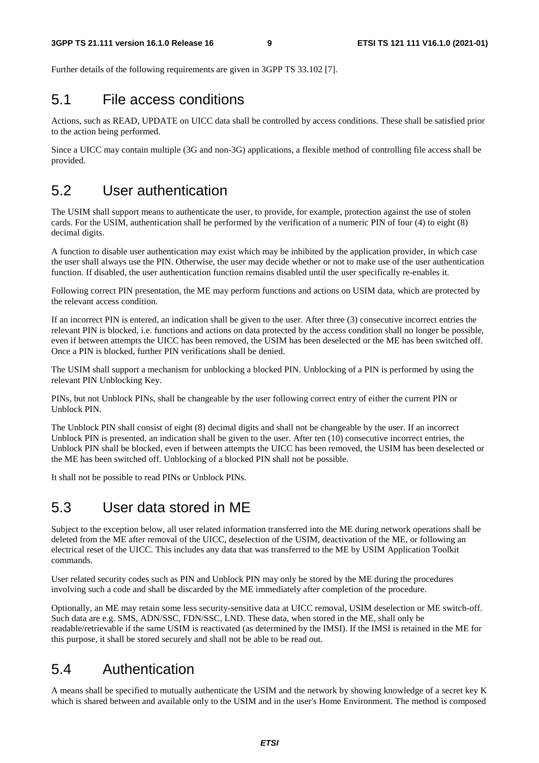Further details of the following requirements are given in 3GPP TS 33.102 [7].

## 5.1 File access conditions

Actions, such as READ, UPDATE on UICC data shall be controlled by access conditions. These shall be satisfied prior to the action being performed.

Since a UICC may contain multiple (3G and non-3G) applications, a flexible method of controlling file access shall be provided.

## 5.2 User authentication

The USIM shall support means to authenticate the user, to provide, for example, protection against the use of stolen cards. For the USIM, authentication shall be performed by the verification of a numeric PIN of four (4) to eight (8) decimal digits.

A function to disable user authentication may exist which may be inhibited by the application provider, in which case the user shall always use the PIN. Otherwise, the user may decide whether or not to make use of the user authentication function. If disabled, the user authentication function remains disabled until the user specifically re-enables it.

Following correct PIN presentation, the ME may perform functions and actions on USIM data, which are protected by the relevant access condition.

If an incorrect PIN is entered, an indication shall be given to the user. After three (3) consecutive incorrect entries the relevant PIN is blocked, i.e. functions and actions on data protected by the access condition shall no longer be possible, even if between attempts the UICC has been removed, the USIM has been deselected or the ME has been switched off. Once a PIN is blocked, further PIN verifications shall be denied.

The USIM shall support a mechanism for unblocking a blocked PIN. Unblocking of a PIN is performed by using the relevant PIN Unblocking Key.

PINs, but not Unblock PINs, shall be changeable by the user following correct entry of either the current PIN or Unblock PIN.

The Unblock PIN shall consist of eight (8) decimal digits and shall not be changeable by the user. If an incorrect Unblock PIN is presented, an indication shall be given to the user. After ten (10) consecutive incorrect entries, the Unblock PIN shall be blocked, even if between attempts the UICC has been removed, the USIM has been deselected or the ME has been switched off. Unblocking of a blocked PIN shall not be possible.

It shall not be possible to read PINs or Unblock PINs.

## 5.3 User data stored in ME

Subject to the exception below, all user related information transferred into the ME during network operations shall be deleted from the ME after removal of the UICC, deselection of the USIM, deactivation of the ME, or following an electrical reset of the UICC. This includes any data that was transferred to the ME by USIM Application Toolkit commands.

User related security codes such as PIN and Unblock PIN may only be stored by the ME during the procedures involving such a code and shall be discarded by the ME immediately after completion of the procedure.

Optionally, an ME may retain some less security-sensitive data at UICC removal, USIM deselection or ME switch-off. Such data are e.g. SMS, ADN/SSC, FDN/SSC, LND. These data, when stored in the ME, shall only be readable/retrievable if the same USIM is reactivated (as determined by the IMSI). If the IMSI is retained in the ME for this purpose, it shall be stored securely and shall not be able to be read out.

## 5.4 Authentication

A means shall be specified to mutually authenticate the USIM and the network by showing knowledge of a secret key K which is shared between and available only to the USIM and in the user's Home Environment. The method is composed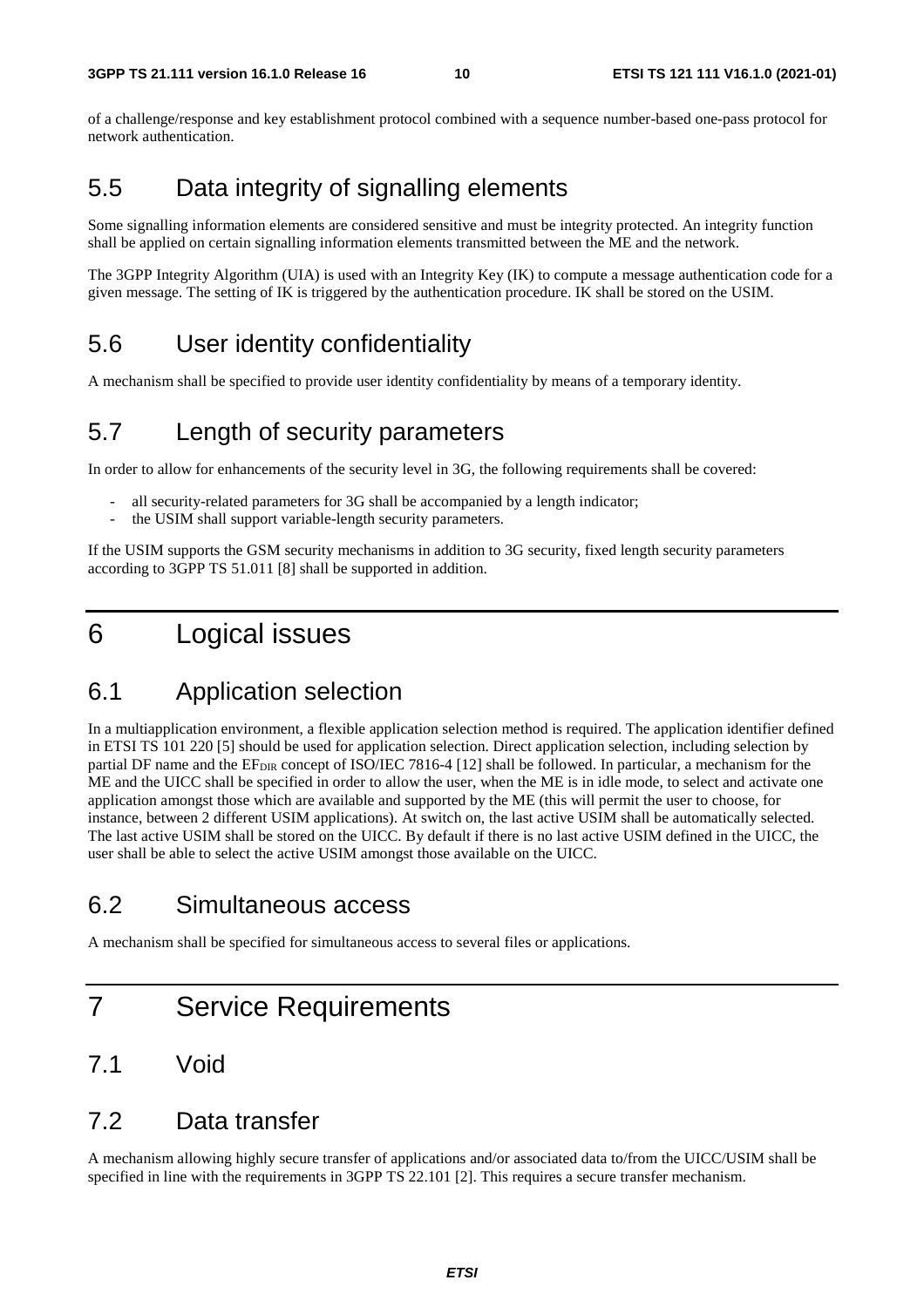of a challenge/response and key establishment protocol combined with a sequence number-based one-pass protocol for network authentication.

## 5.5 Data integrity of signalling elements

Some signalling information elements are considered sensitive and must be integrity protected. An integrity function shall be applied on certain signalling information elements transmitted between the ME and the network.

The 3GPP Integrity Algorithm (UIA) is used with an Integrity Key (IK) to compute a message authentication code for a given message. The setting of IK is triggered by the authentication procedure. IK shall be stored on the USIM.

## 5.6 User identity confidentiality

A mechanism shall be specified to provide user identity confidentiality by means of a temporary identity.

## 5.7 Length of security parameters

In order to allow for enhancements of the security level in 3G, the following requirements shall be covered:

- all security-related parameters for 3G shall be accompanied by a length indicator;
- the USIM shall support variable-length security parameters.

If the USIM supports the GSM security mechanisms in addition to 3G security, fixed length security parameters according to 3GPP TS 51.011 [8] shall be supported in addition.

# 6 Logical issues

## 6.1 Application selection

In a multiapplication environment, a flexible application selection method is required. The application identifier defined in ETSI TS 101 220 [5] should be used for application selection. Direct application selection, including selection by partial DF name and the $EF_{DIR}$ concept of ISO/IEC 7816-4 [12] shall be followed. In particular, a mechanism for the ME and the UICC shall be specified in order to allow the user, when the ME is in idle mode, to select and activate one application amongst those which are available and supported by the ME (this will permit the user to choose, for instance, between 2 different USIM applications). At switch on, the last active USIM shall be automatically selected. The last active USIM shall be stored on the UICC. By default if there is no last active USIM defined in the UICC, the user shall be able to select the active USIM amongst those available on the UICC.

## 6.2 Simultaneous access

A mechanism shall be specified for simultaneous access to several files or applications.

# 7 Service Requirements

## 7.1 Void

## 7.2 Data transfer

A mechanism allowing highly secure transfer of applications and/or associated data to/from the UICC/USIM shall be specified in line with the requirements in 3GPP TS 22.101 [2]. This requires a secure transfer mechanism.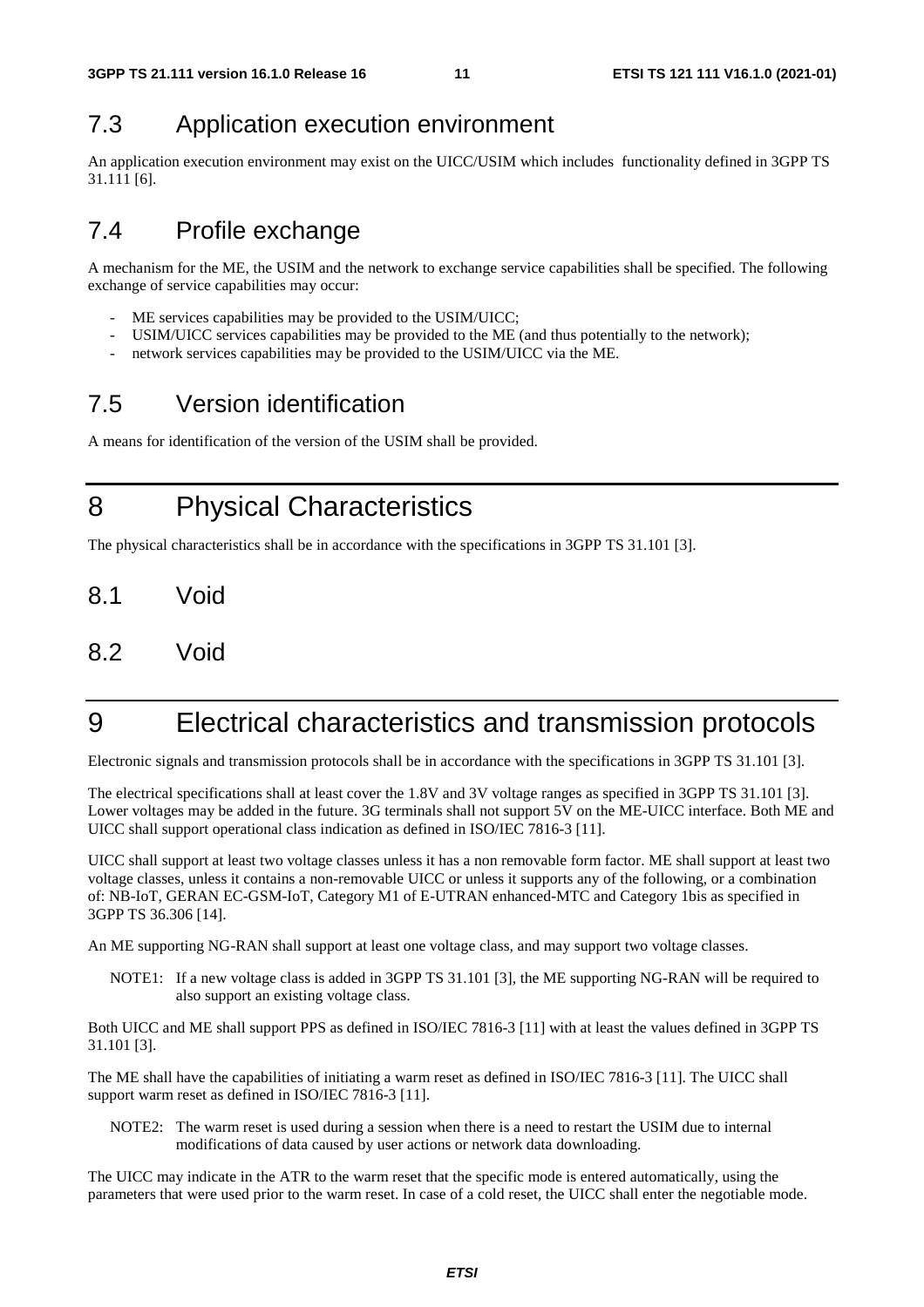## 7.3 Application execution environment

An application execution environment may exist on the UICC/USIM which includes functionality defined in 3GPP TS 31.111 [6].

## 7.4 Profile exchange

A mechanism for the ME, the USIM and the network to exchange service capabilities shall be specified. The following exchange of service capabilities may occur:

- ME services capabilities may be provided to the USIM/UICC;
- USIM/UICC services capabilities may be provided to the ME (and thus potentially to the network);
- network services capabilities may be provided to the USIM/UICC via the ME.

## 7.5 Version identification

A means for identification of the version of the USIM shall be provided.

# 8 Physical Characteristics

The physical characteristics shall be in accordance with the specifications in 3GPP TS 31.101 [3].

## 8.1 Void

## 8.2 Void

# 9 Electrical characteristics and transmission protocols

Electronic signals and transmission protocols shall be in accordance with the specifications in 3GPP TS 31.101 [3].

The electrical specifications shall at least cover the 1.8V and 3V voltage ranges as specified in 3GPP TS 31.101 [3]. Lower voltages may be added in the future. 3G terminals shall not support 5V on the ME-UICC interface. Both ME and UICC shall support operational class indication as defined in ISO/IEC 7816-3 [11].

UICC shall support at least two voltage classes unless it has a non removable form factor. ME shall support at least two voltage classes, unless it contains a non-removable UICC or unless it supports any of the following, or a combination of: NB-IoT, GERAN EC-GSM-IoT, Category M1 of E-UTRAN enhanced-MTC and Category 1bis as specified in 3GPP TS 36.306 [14].

An ME supporting NG-RAN shall support at least one voltage class, and may support two voltage classes.

NOTE1: If a new voltage class is added in 3GPP TS 31.101 [3], the ME supporting NG-RAN will be required to also support an existing voltage class.

Both UICC and ME shall support PPS as defined in ISO/IEC 7816-3 [11] with at least the values defined in 3GPP TS 31.101 [3].

The ME shall have the capabilities of initiating a warm reset as defined in ISO/IEC 7816-3 [11]. The UICC shall support warm reset as defined in ISO/IEC 7816-3 [11].

NOTE2: The warm reset is used during a session when there is a need to restart the USIM due to internal modifications of data caused by user actions or network data downloading.

The UICC may indicate in the ATR to the warm reset that the specific mode is entered automatically, using the parameters that were used prior to the warm reset. In case of a cold reset, the UICC shall enter the negotiable mode.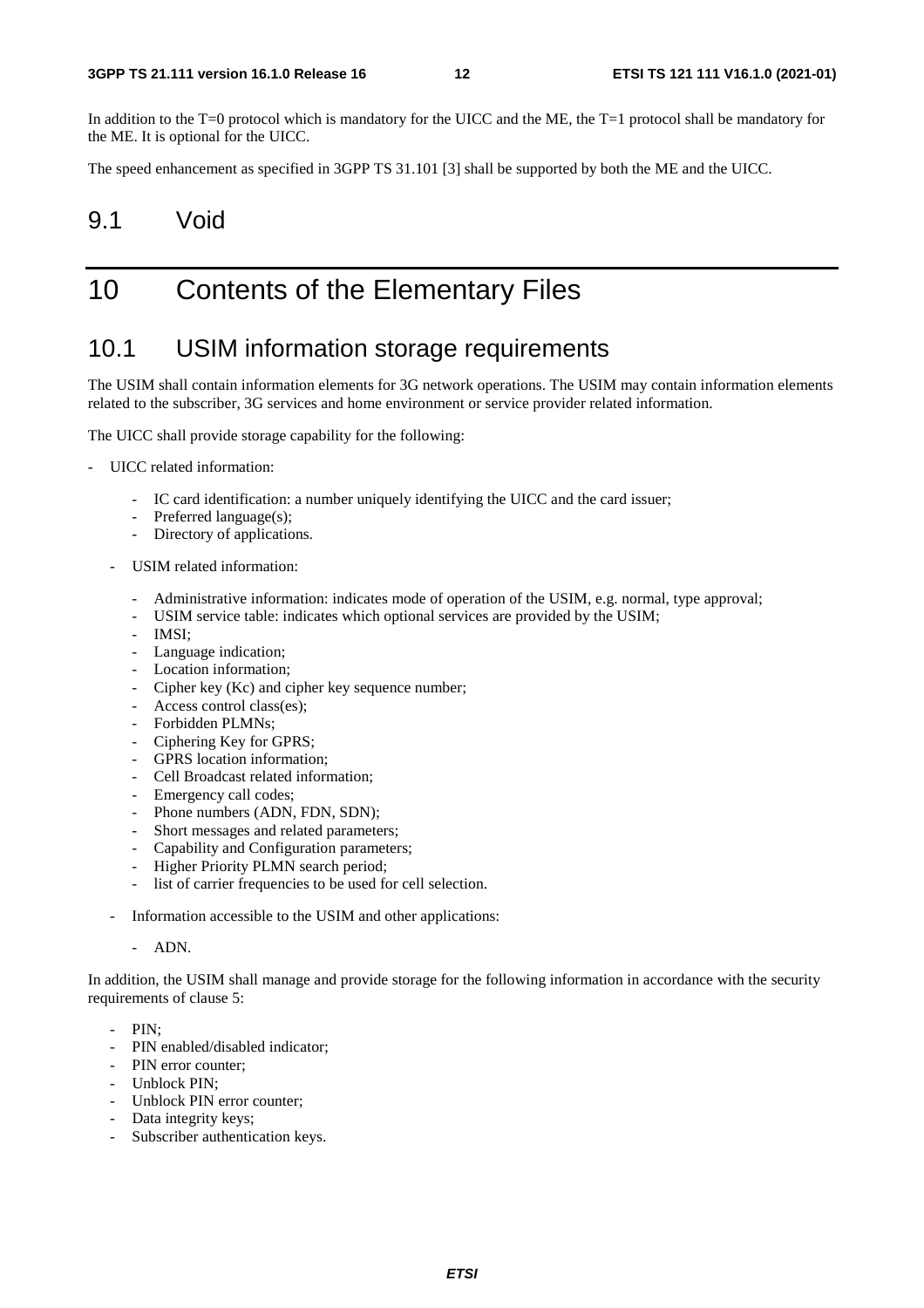In addition to the T=0 protocol which is mandatory for the UICC and the ME, the T=1 protocol shall be mandatory for the ME. It is optional for the UICC.

The speed enhancement as specified in 3GPP TS 31.101 [3] shall be supported by both the ME and the UICC.

## 9.1 Void

# 10 Contents of the Elementary Files

## 10.1 USIM information storage requirements

The USIM shall contain information elements for 3G network operations. The USIM may contain information elements related to the subscriber, 3G services and home environment or service provider related information.

The UICC shall provide storage capability for the following:

- UICC related information:
    - IC card identification: a number uniquely identifying the UICC and the card issuer;
    - Preferred language(s);
    - Directory of applications.
  - USIM related information:
    - Administrative information: indicates mode of operation of the USIM, e.g. normal, type approval;
    - USIM service table: indicates which optional services are provided by the USIM;
    - IMSI;
    - Language indication;
    - Location information;
    - Cipher key (Kc) and cipher key sequence number;
    - Access control class(es);
    - Forbidden PLMNs;
    - Ciphering Key for GPRS;
    - GPRS location information;
    - Cell Broadcast related information;
    - Emergency call codes;
    - Phone numbers (ADN, FDN, SDN);
    - Short messages and related parameters;
    - Capability and Configuration parameters;
    - Higher Priority PLMN search period;
    - list of carrier frequencies to be used for cell selection.
  - Information accessible to the USIM and other applications:
    - ADN.

In addition, the USIM shall manage and provide storage for the following information in accordance with the security requirements of clause 5:

- PIN;
- PIN enabled/disabled indicator;
- PIN error counter;
- Unblock PIN;
- Unblock PIN error counter;
- Data integrity keys;
- Subscriber authentication keys.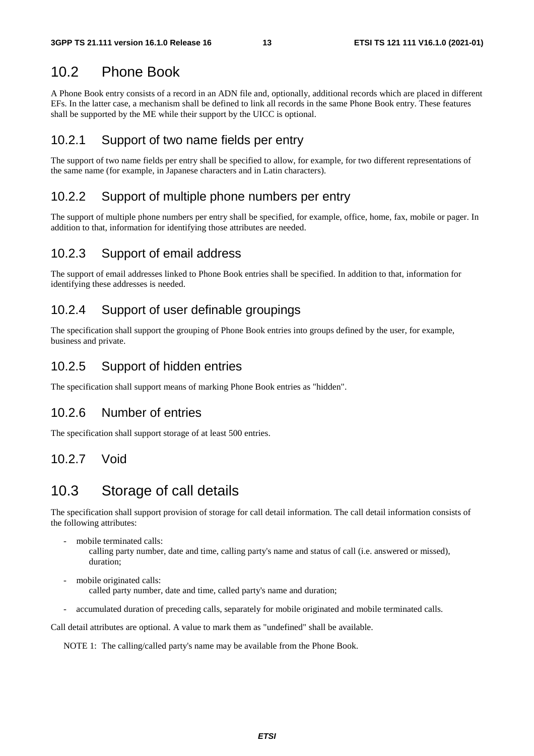## 10.2 Phone Book

A Phone Book entry consists of a record in an ADN file and, optionally, additional records which are placed in different EFs. In the latter case, a mechanism shall be defined to link all records in the same Phone Book entry. These features shall be supported by the ME while their support by the UICC is optional.

### 10.2.1 Support of two name fields per entry

The support of two name fields per entry shall be specified to allow, for example, for two different representations of the same name (for example, in Japanese characters and in Latin characters).

### 10.2.2 Support of multiple phone numbers per entry

The support of multiple phone numbers per entry shall be specified, for example, office, home, fax, mobile or pager. In addition to that, information for identifying those attributes are needed.

### 10.2.3 Support of email address

The support of email addresses linked to Phone Book entries shall be specified. In addition to that, information for identifying these addresses is needed.

### 10.2.4 Support of user definable groupings

The specification shall support the grouping of Phone Book entries into groups defined by the user, for example, business and private.

### 10.2.5 Support of hidden entries

The specification shall support means of marking Phone Book entries as "hidden".

### 10.2.6 Number of entries

The specification shall support storage of at least 500 entries.

### 10.2.7 Void

## 10.3 Storage of call details

The specification shall support provision of storage for call detail information. The call detail information consists of the following attributes:

- mobile terminated calls:
  calling party number, date and time, calling party's name and status of call (i.e. answered or missed), duration;
- mobile originated calls:
  called party number, date and time, called party's name and duration;
- accumulated duration of preceding calls, separately for mobile originated and mobile terminated calls.

Call detail attributes are optional. A value to mark them as "undefined" shall be available.

NOTE 1: The calling/called party's name may be available from the Phone Book.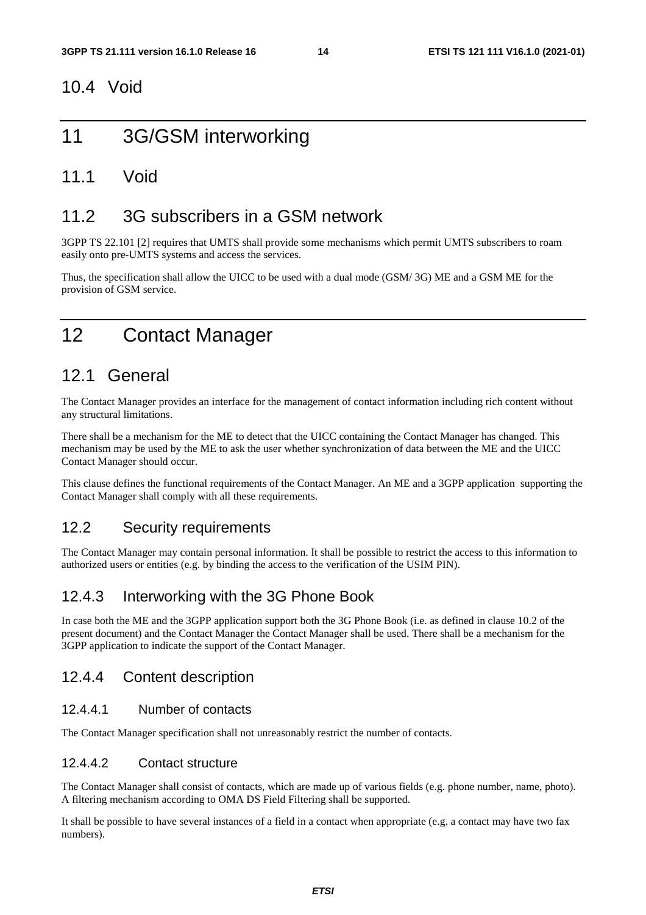### 10.4 Void

# 11 3G/GSM interworking

## 11.1 Void

## 11.2 3G subscribers in a GSM network

3GPP TS 22.101 [2] requires that UMTS shall provide some mechanisms which permit UMTS subscribers to roam easily onto pre-UMTS systems and access the services.

Thus, the specification shall allow the UICC to be used with a dual mode (GSM/ 3G) ME and a GSM ME for the provision of GSM service.

# 12 Contact Manager

## 12.1 General

The Contact Manager provides an interface for the management of contact information including rich content without any structural limitations.

There shall be a mechanism for the ME to detect that the UICC containing the Contact Manager has changed. This mechanism may be used by the ME to ask the user whether synchronization of data between the ME and the UICC Contact Manager should occur.

This clause defines the functional requirements of the Contact Manager. An ME and a 3GPP application supporting the Contact Manager shall comply with all these requirements.

## 12.2 Security requirements

The Contact Manager may contain personal information. It shall be possible to restrict the access to this information to authorized users or entities (e.g. by binding the access to the verification of the USIM PIN).

## 12.4.3 Interworking with the 3G Phone Book

In case both the ME and the 3GPP application support both the 3G Phone Book (i.e. as defined in clause 10.2 of the present document) and the Contact Manager the Contact Manager shall be used. There shall be a mechanism for the 3GPP application to indicate the support of the Contact Manager.

## 12.4.4 Content description

### 12.4.4.1 Number of contacts

The Contact Manager specification shall not unreasonably restrict the number of contacts.

### 12.4.4.2 Contact structure

The Contact Manager shall consist of contacts, which are made up of various fields (e.g. phone number, name, photo). A filtering mechanism according to OMA DS Field Filtering shall be supported.

It shall be possible to have several instances of a field in a contact when appropriate (e.g. a contact may have two fax numbers).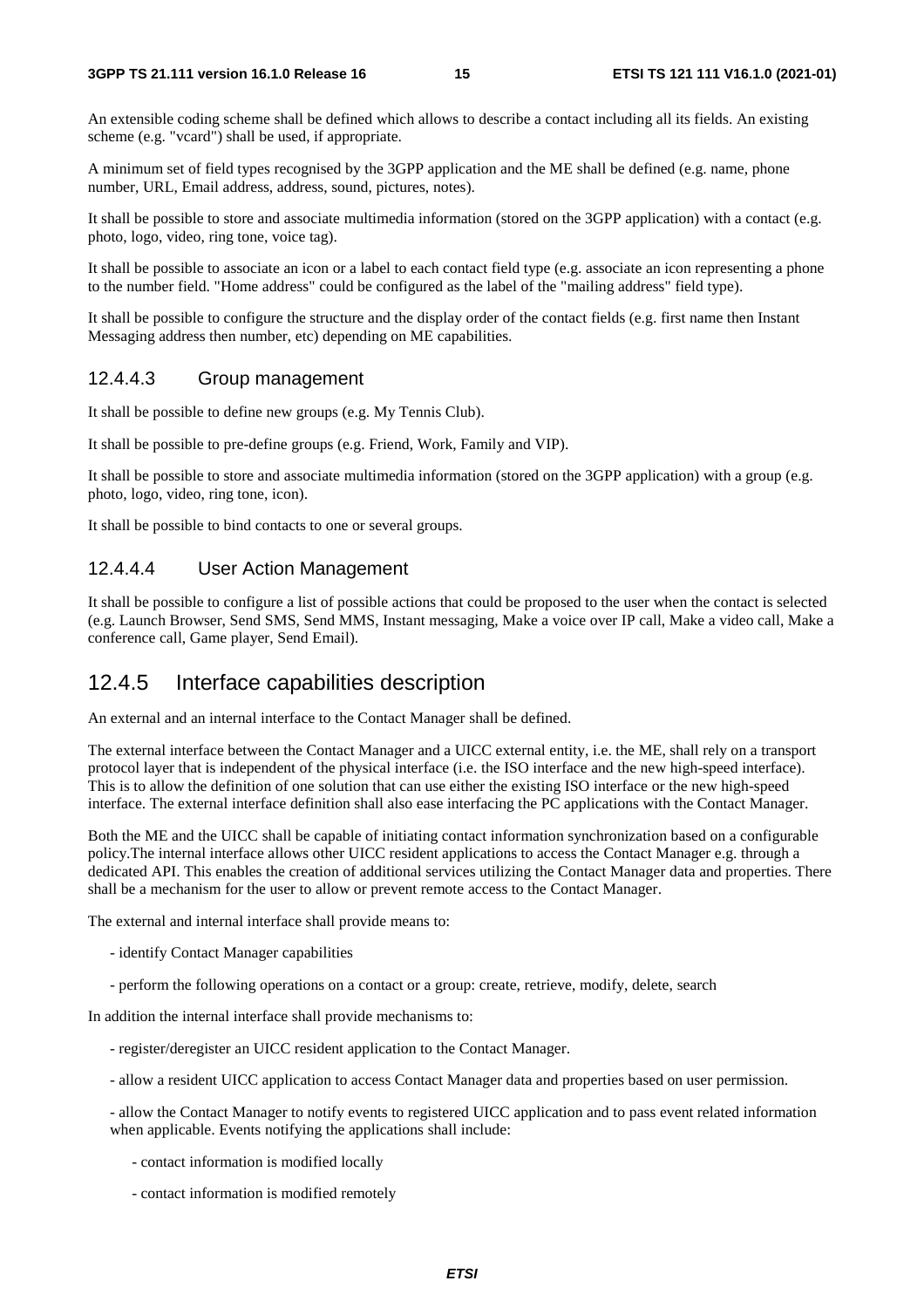An extensible coding scheme shall be defined which allows to describe a contact including all its fields. An existing scheme (e.g. "vcard") shall be used, if appropriate.

A minimum set of field types recognised by the 3GPP application and the ME shall be defined (e.g. name, phone number, URL, Email address, address, sound, pictures, notes).

It shall be possible to store and associate multimedia information (stored on the 3GPP application) with a contact (e.g. photo, logo, video, ring tone, voice tag).

It shall be possible to associate an icon or a label to each contact field type (e.g. associate an icon representing a phone to the number field. "Home address" could be configured as the label of the "mailing address" field type).

It shall be possible to configure the structure and the display order of the contact fields (e.g. first name then Instant Messaging address then number, etc) depending on ME capabilities.

#### 12.4.4.3 Group management

It shall be possible to define new groups (e.g. My Tennis Club).

It shall be possible to pre-define groups (e.g. Friend, Work, Family and VIP).

It shall be possible to store and associate multimedia information (stored on the 3GPP application) with a group (e.g. photo, logo, video, ring tone, icon).

It shall be possible to bind contacts to one or several groups.

#### 12.4.4.4 User Action Management

It shall be possible to configure a list of possible actions that could be proposed to the user when the contact is selected (e.g. Launch Browser, Send SMS, Send MMS, Instant messaging, Make a voice over IP call, Make a video call, Make a conference call, Game player, Send Email).

### 12.4.5 Interface capabilities description

An external and an internal interface to the Contact Manager shall be defined.

The external interface between the Contact Manager and a UICC external entity, i.e. the ME, shall rely on a transport protocol layer that is independent of the physical interface (i.e. the ISO interface and the new high-speed interface). This is to allow the definition of one solution that can use either the existing ISO interface or the new high-speed interface. The external interface definition shall also ease interfacing the PC applications with the Contact Manager.

Both the ME and the UICC shall be capable of initiating contact information synchronization based on a configurable policy.The internal interface allows other UICC resident applications to access the Contact Manager e.g. through a dedicated API. This enables the creation of additional services utilizing the Contact Manager data and properties. There shall be a mechanism for the user to allow or prevent remote access to the Contact Manager.

The external and internal interface shall provide means to:

- identify Contact Manager capabilities
- perform the following operations on a contact or a group: create, retrieve, modify, delete, search

In addition the internal interface shall provide mechanisms to:

- register/deregister an UICC resident application to the Contact Manager.
- allow a resident UICC application to access Contact Manager data and properties based on user permission.
- allow the Contact Manager to notify events to registered UICC application and to pass event related information when applicable. Events notifying the applications shall include:
    - contact information is modified locally
    - contact information is modified remotely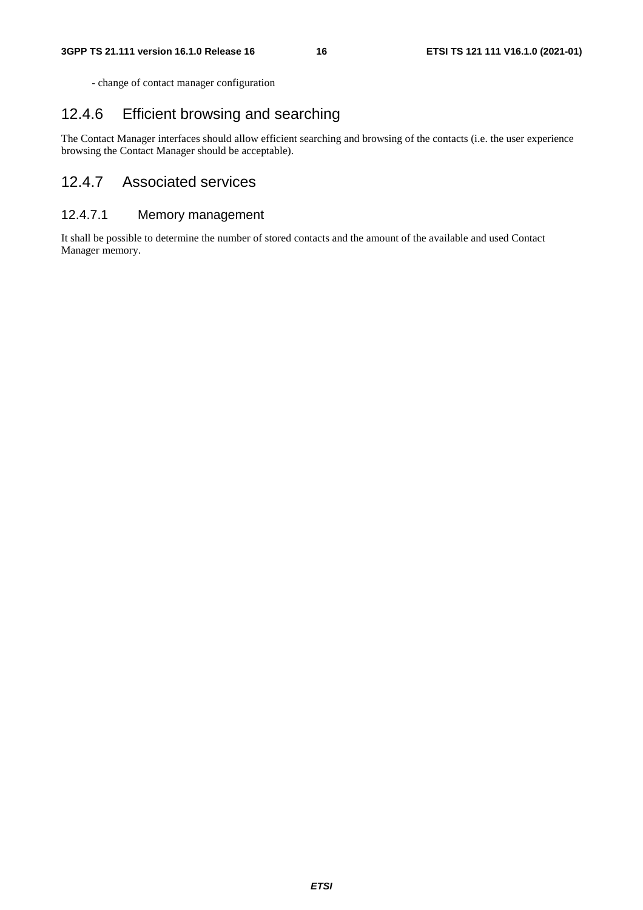- change of contact manager configuration

### 12.4.6 Efficient browsing and searching

The Contact Manager interfaces should allow efficient searching and browsing of the contacts (i.e. the user experience browsing the Contact Manager should be acceptable).

### 12.4.7 Associated services

#### 12.4.7.1 Memory management

It shall be possible to determine the number of stored contacts and the amount of the available and used Contact Manager memory.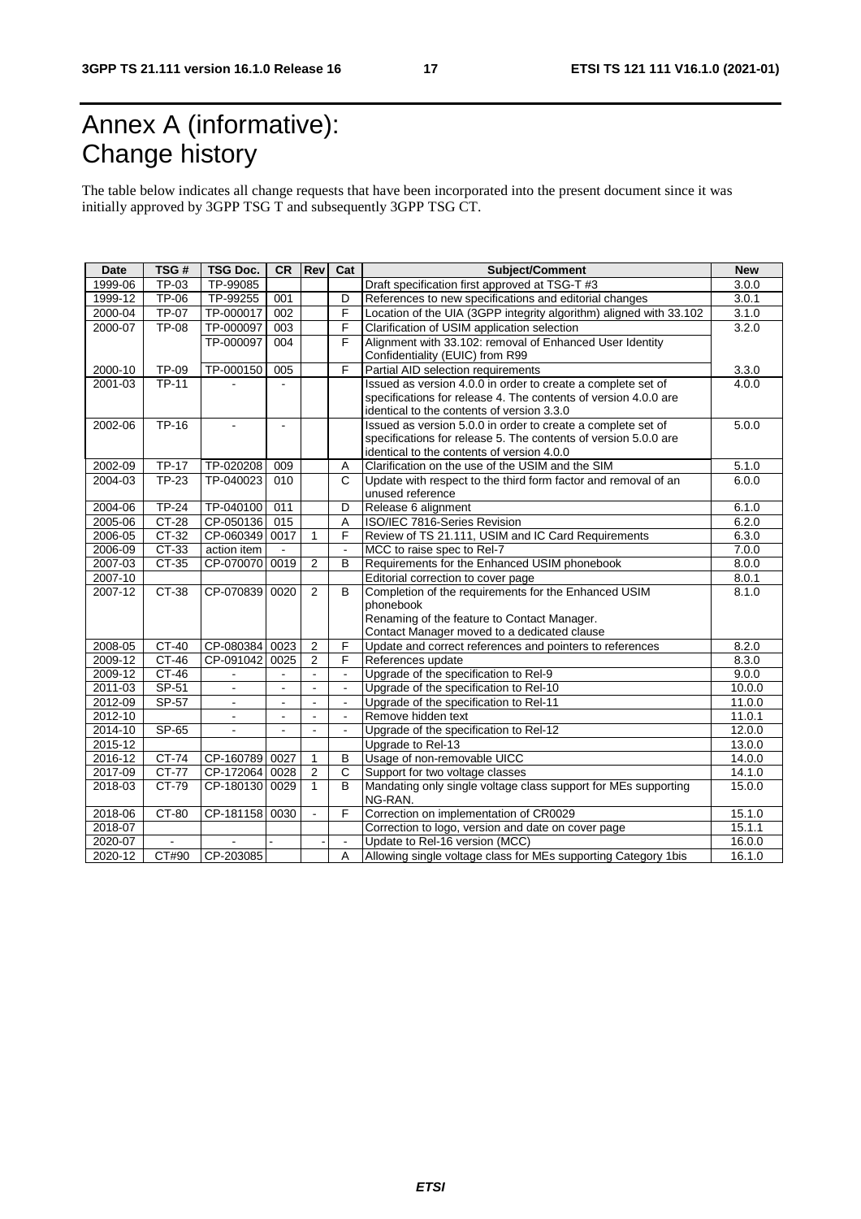# Annex A (informative): Change history

The table below indicates all change requests that have been incorporated into the present document since it was initially approved by 3GPP TSG T and subsequently 3GPP TSG CT.

| Date | TSG # | TSG Doc. | CR | Rev | Cat | Subject/Comment | New |
|---|---|---|---|---|---|---|---|
| 1999-06 | TP-03 | TP-99085 | | | | Draft specification first approved at TSG-T #3 | 3.0.0 |
| 1999-12 | TP-06 | TP-99255 | 001 | | D | References to new specifications and editorial changes | 3.0.1 |
| 2000-04 | TP-07 | TP-000017 | 002 | | F | Location of the UIA (3GPP integrity algorithm) aligned with 33.102 | 3.1.0 |
| 2000-07 | TP-08 | TP-000097 | 003 | | F | Clarification of USIM application selection | 3.2.0 |
| | | TP-000097 | 004 | | F | Alignment with 33.102: removal of Enhanced User Identity Confidentiality (EUIC) from R99 | |
| 2000-10 | TP-09 | TP-000150 | 005 | | F | Partial AID selection requirements | 3.3.0 |
| 2001-03 | TP-11 | - | - | | | Issued as version 4.0.0 in order to create a complete set of specifications for release 4. The contents of version 4.0.0 are identical to the contents of version 3.3.0 | 4.0.0 |
| 2002-06 | TP-16 | - | - | | | Issued as version 5.0.0 in order to create a complete set of specifications for release 5. The contents of version 5.0.0 are identical to the contents of version 4.0.0 | 5.0.0 |
| 2002-09 | TP-17 | TP-020208 | 009 | | A | Clarification on the use of the USIM and the SIM | 5.1.0 |
| 2004-03 | TP-23 | TP-040023 | 010 | | C | Update with respect to the third form factor and removal of an unused reference | 6.0.0 |
| 2004-06 | TP-24 | TP-040100 | 011 | | D | Release 6 alignment | 6.1.0 |
| 2005-06 | CT-28 | CP-050136 | 015 | | A | ISO/IEC 7816-Series Revision | 6.2.0 |
| 2006-05 | CT-32 | CP-060349 | 0017 | 1 | F | Review of TS 21.111, USIM and IC Card Requirements | 6.3.0 |
| 2006-09 | CT-33 | action item | - | | - | MCC to raise spec to Rel-7 | 7.0.0 |
| 2007-03 | CT-35 | CP-070070 | 0019 | 2 | B | Requirements for the Enhanced USIM phonebook | 8.0.0 |
| 2007-10 | | | | | | Editorial correction to cover page | 8.0.1 |
| 2007-12 | CT-38 | CP-070839 | 0020 | 2 | B | Completion of the requirements for the Enhanced USIM phonebook<br>Renaming of the feature to Contact Manager.<br>Contact Manager moved to a dedicated clause | 8.1.0 |
| 2008-05 | CT-40 | CP-080384 | 0023 | 2 | F | Update and correct references and pointers to references | 8.2.0 |
| 2009-12 | CT-46 | CP-091042 | 0025 | 2 | F | References update | 8.3.0 |
| 2009-12 | CT-46 | - | - | - | - | Upgrade of the specification to Rel-9 | 9.0.0 |
| 2011-03 | SP-51 | - | - | - | - | Upgrade of the specification to Rel-10 | 10.0.0 |
| 2012-09 | SP-57 | - | - | - | - | Upgrade of the specification to Rel-11 | 11.0.0 |
| 2012-10 | | - | - | - | - | Remove hidden text | 11.0.1 |
| 2014-10 | SP-65 | - | - | - | - | Upgrade of the specification to Rel-12 | 12.0.0 |
| 2015-12 | | | | | | Upgrade to Rel-13 | 13.0.0 |
| 2016-12 | CT-74 | CP-160789 | 0027 | 1 | B | Usage of non-removable UICC | 14.0.0 |
| 2017-09 | CT-77 | CP-172064 | 0028 | 2 | C | Support for two voltage classes | 14.1.0 |
| 2018-03 | CT-79 | CP-180130 | 0029 | 1 | B | Mandating only single voltage class support for MEs supporting NG-RAN. | 15.0.0 |
| 2018-06 | CT-80 | CP-181158 | 0030 | - | F | Correction on implementation of CR0029 | 15.1.0 |
| 2018-07 | | | | | | Correction to logo, version and date on cover page | 15.1.1 |
| 2020-07 | - | - | - | - | - | Update to Rel-16 version (MCC) | 16.0.0 |
| 2020-12 | CT#90 | CP-203085 | | | A | Allowing single voltage class for MEs supporting Category 1bis | 16.1.0 |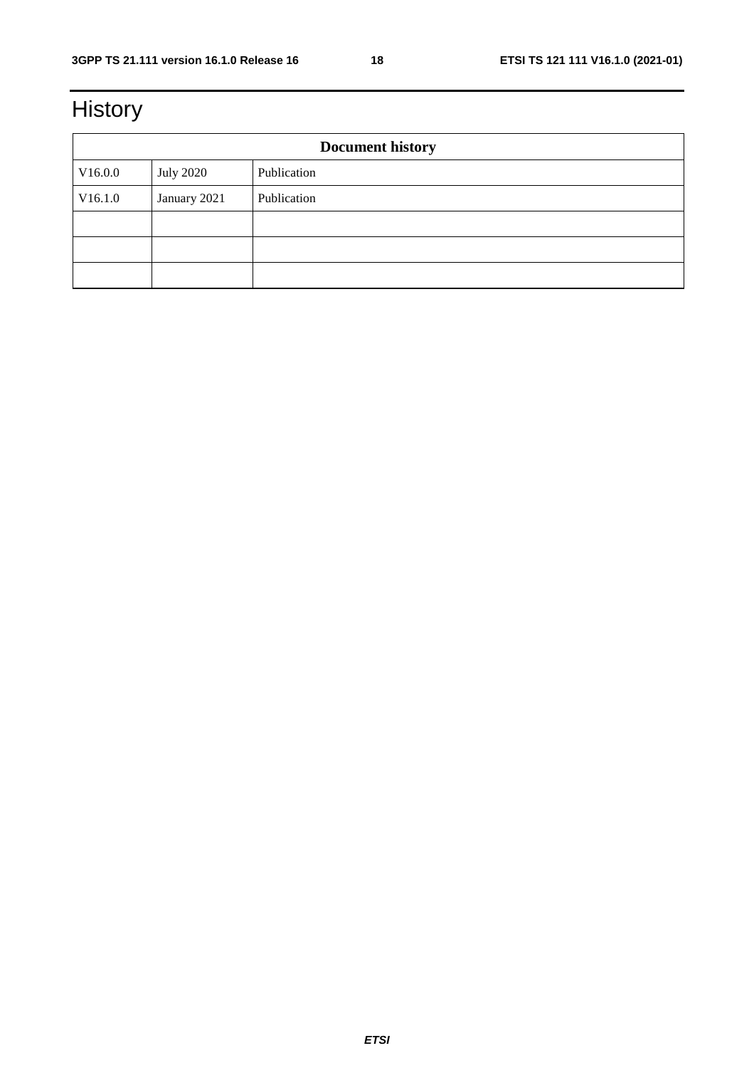# History

| Document history | | |
| --- | --- | --- |
| V16.0.0 | July 2020 | Publication |
| V16.1.0 | January 2021 | Publication |
| | | |
| | | |
| | | |